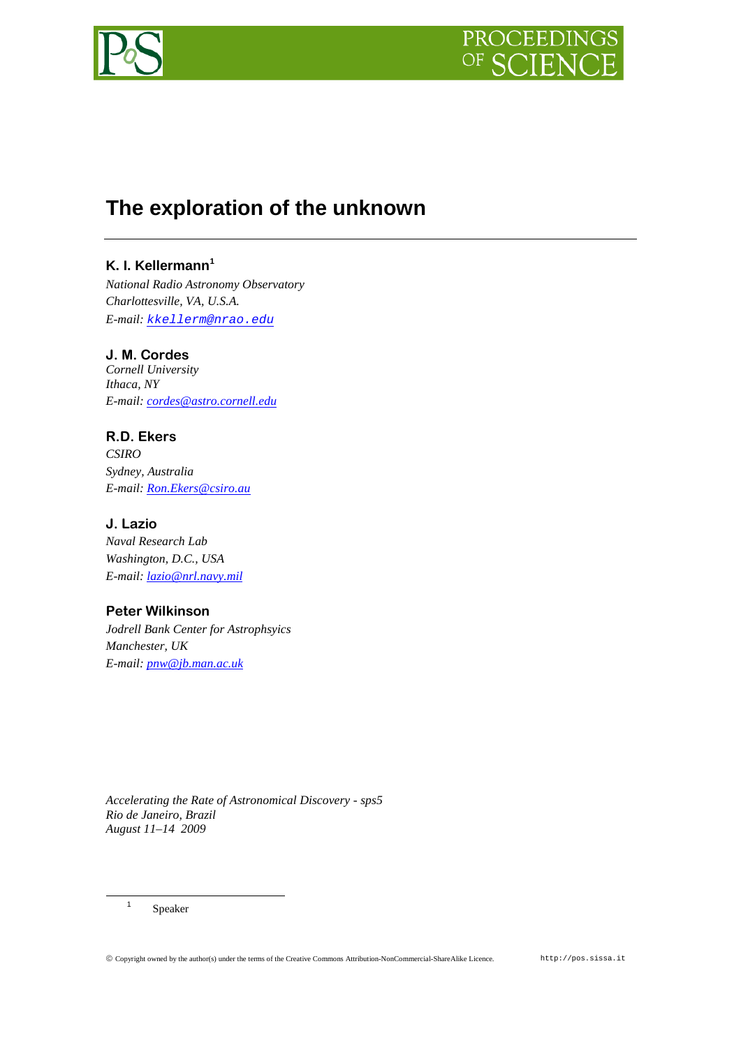# The exploration of the unknown

**K. I. Kellermann**[1]

*National Radio Astronomy Observatory*
*Charlottesville, VA, U.S.A.*
*E-mail:* kkellerm@nrao.edu

**J. M. Cordes**

*Cornell University*
*Ithaca, NY*
*E-mail:* cordes@astro.cornell.edu

**R.D. Ekers**

*CSIRO*
*Sydney, Australia*
*E-mail:* Ron.Ekers@csiro.au

**J. Lazio**

*Naval Research Lab*
*Washington, D.C., USA*
*E-mail:* lazio@nrl.navy.mil

**Peter Wilkinson**

*Jodrell Bank Center for Astrophsyics*
*Manchester, UK*
*E-mail:* pnw@jb.man.ac.uk

*Accelerating the Rate of Astronomical Discovery - sps5*
*Rio de Janeiro, Brazil*
*August 11–14 2009*

---

[1] Speaker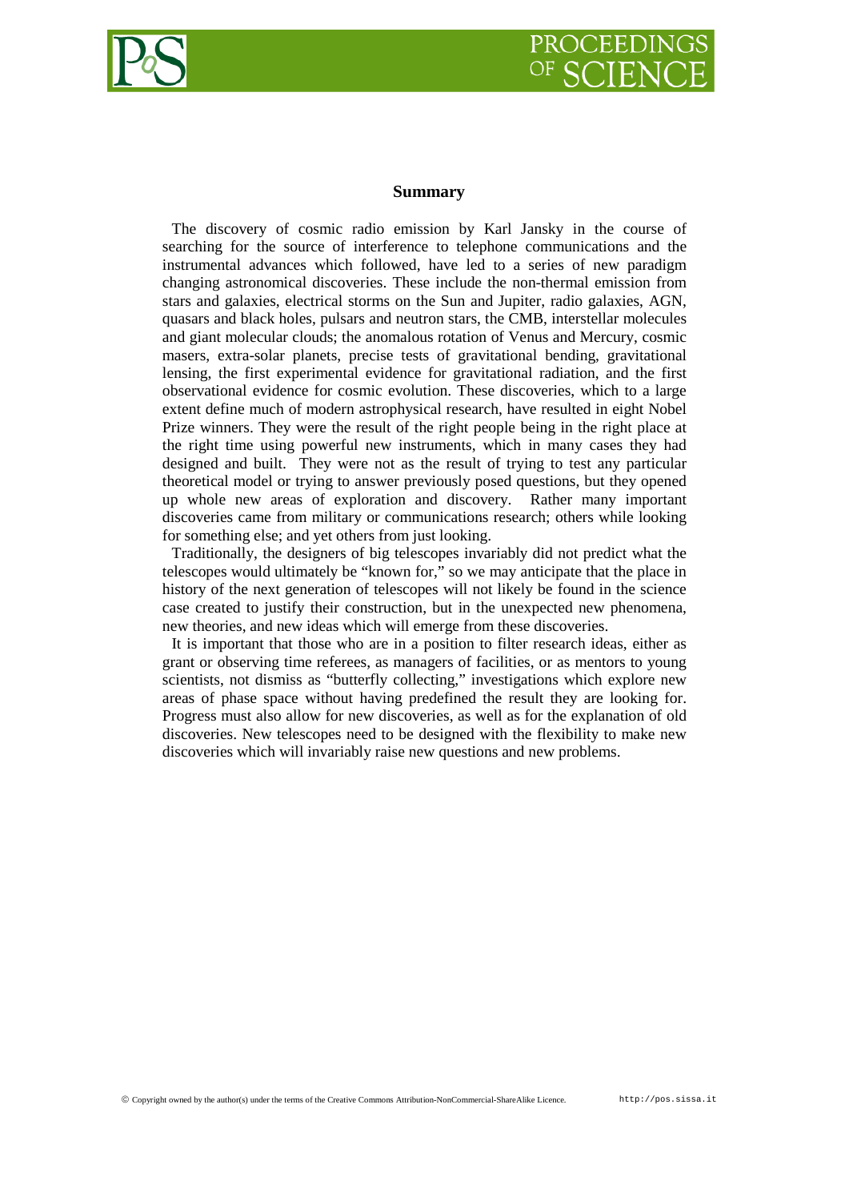## Summary

The discovery of cosmic radio emission by Karl Jansky in the course of searching for the source of interference to telephone communications and the instrumental advances which followed, have led to a series of new paradigm changing astronomical discoveries. These include the non-thermal emission from stars and galaxies, electrical storms on the Sun and Jupiter, radio galaxies, AGN, quasars and black holes, pulsars and neutron stars, the CMB, interstellar molecules and giant molecular clouds; the anomalous rotation of Venus and Mercury, cosmic masers, extra-solar planets, precise tests of gravitational bending, gravitational lensing, the first experimental evidence for gravitational radiation, and the first observational evidence for cosmic evolution. These discoveries, which to a large extent define much of modern astrophysical research, have resulted in eight Nobel Prize winners. They were the result of the right people being in the right place at the right time using powerful new instruments, which in many cases they had designed and built. They were not as the result of trying to test any particular theoretical model or trying to answer previously posed questions, but they opened up whole new areas of exploration and discovery. Rather many important discoveries came from military or communications research; others while looking for something else; and yet others from just looking.

Traditionally, the designers of big telescopes invariably did not predict what the telescopes would ultimately be "known for," so we may anticipate that the place in history of the next generation of telescopes will not likely be found in the science case created to justify their construction, but in the unexpected new phenomena, new theories, and new ideas which will emerge from these discoveries.

It is important that those who are in a position to filter research ideas, either as grant or observing time referees, as managers of facilities, or as mentors to young scientists, not dismiss as "butterfly collecting," investigations which explore new areas of phase space without having predefined the result they are looking for. Progress must also allow for new discoveries, as well as for the explanation of old discoveries. New telescopes need to be designed with the flexibility to make new discoveries which will invariably raise new questions and new problems.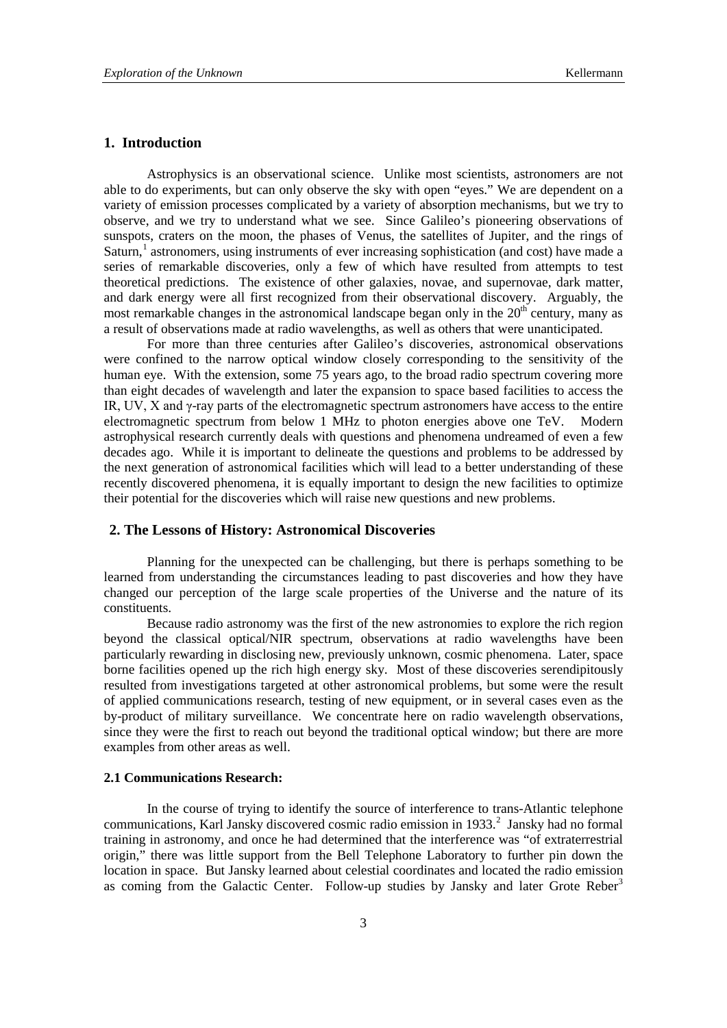## 1. Introduction

Astrophysics is an observational science. Unlike most scientists, astronomers are not able to do experiments, but can only observe the sky with open "eyes." We are dependent on a variety of emission processes complicated by a variety of absorption mechanisms, but we try to observe, and we try to understand what we see. Since Galileo's pioneering observations of sunspots, craters on the moon, the phases of Venus, the satellites of Jupiter, and the rings of Saturn,[1] astronomers, using instruments of ever increasing sophistication (and cost) have made a series of remarkable discoveries, only a few of which have resulted from attempts to test theoretical predictions. The existence of other galaxies, novae, and supernovae, dark matter, and dark energy were all first recognized from their observational discovery. Arguably, the most remarkable changes in the astronomical landscape began only in the $20^{th}$ century, many as a result of observations made at radio wavelengths, as well as others that were unanticipated.

For more than three centuries after Galileo's discoveries, astronomical observations were confined to the narrow optical window closely corresponding to the sensitivity of the human eye. With the extension, some 75 years ago, to the broad radio spectrum covering more than eight decades of wavelength and later the expansion to space based facilities to access the IR, UV, X and $\gamma$-ray parts of the electromagnetic spectrum astronomers have access to the entire electromagnetic spectrum from below 1 MHz to photon energies above one TeV. Modern astrophysical research currently deals with questions and phenomena undreamed of even a few decades ago. While it is important to delineate the questions and problems to be addressed by the next generation of astronomical facilities which will lead to a better understanding of these recently discovered phenomena, it is equally important to design the new facilities to optimize their potential for the discoveries which will raise new questions and new problems.

## 2. The Lessons of History: Astronomical Discoveries

Planning for the unexpected can be challenging, but there is perhaps something to be learned from understanding the circumstances leading to past discoveries and how they have changed our perception of the large scale properties of the Universe and the nature of its constituents.

Because radio astronomy was the first of the new astronomies to explore the rich region beyond the classical optical/NIR spectrum, observations at radio wavelengths have been particularly rewarding in disclosing new, previously unknown, cosmic phenomena. Later, space borne facilities opened up the rich high energy sky. Most of these discoveries serendipitously resulted from investigations targeted at other astronomical problems, but some were the result of applied communications research, testing of new equipment, or in several cases even as the by-product of military surveillance. We concentrate here on radio wavelength observations, since they were the first to reach out beyond the traditional optical window; but there are more examples from other areas as well.

### 2.1 Communications Research:

In the course of trying to identify the source of interference to trans-Atlantic telephone communications, Karl Jansky discovered cosmic radio emission in 1933.[2] Jansky had no formal training in astronomy, and once he had determined that the interference was "of extraterrestrial origin," there was little support from the Bell Telephone Laboratory to further pin down the location in space. But Jansky learned about celestial coordinates and located the radio emission as coming from the Galactic Center. Follow-up studies by Jansky and later Grote Reber[3]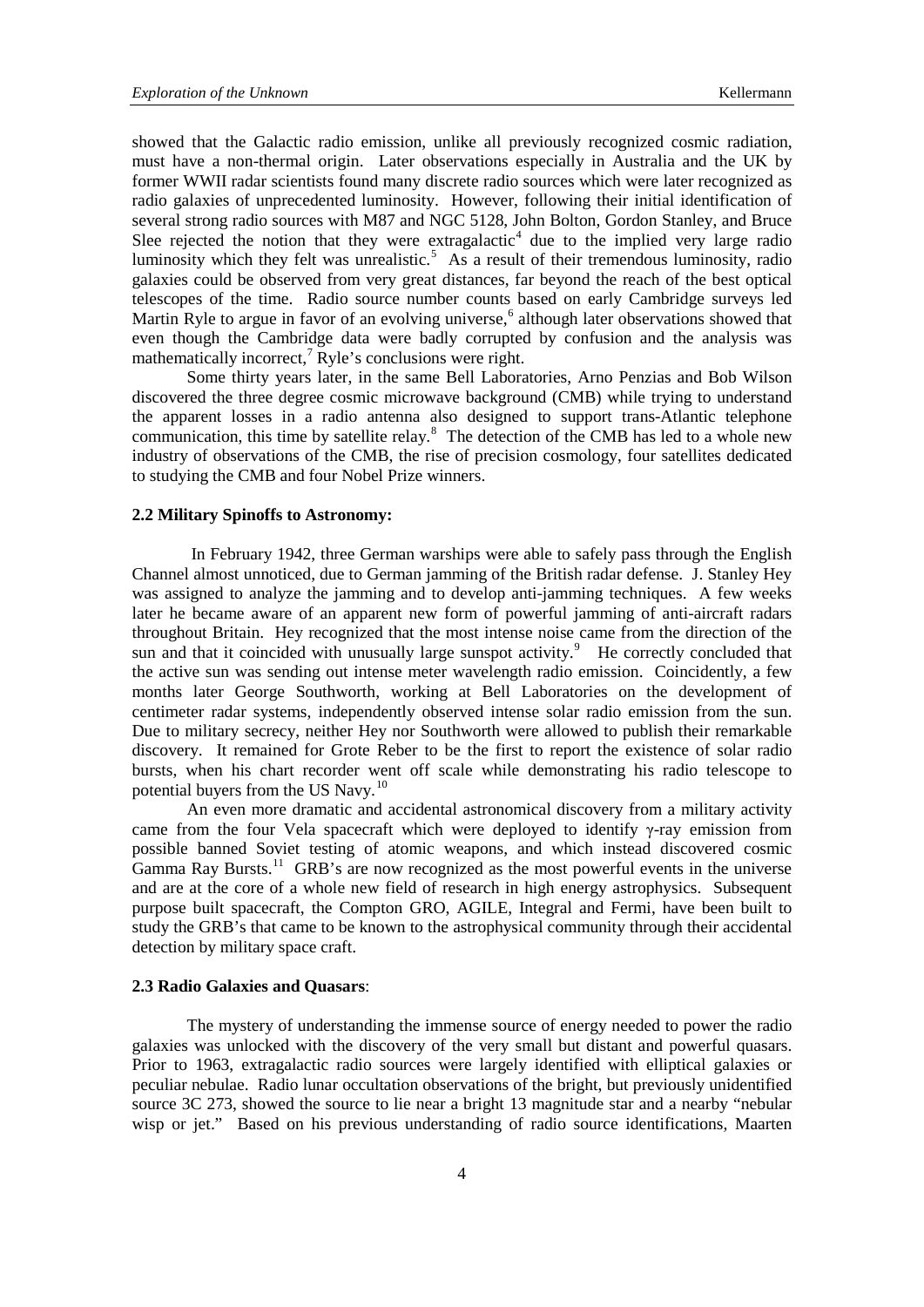showed that the Galactic radio emission, unlike all previously recognized cosmic radiation, must have a non-thermal origin. Later observations especially in Australia and the UK by former WWII radar scientists found many discrete radio sources which were later recognized as radio galaxies of unprecedented luminosity. However, following their initial identification of several strong radio sources with M87 and NGC 5128, John Bolton, Gordon Stanley, and Bruce Slee rejected the notion that they were extragalactic[4] due to the implied very large radio luminosity which they felt was unrealistic.[5] As a result of their tremendous luminosity, radio galaxies could be observed from very great distances, far beyond the reach of the best optical telescopes of the time. Radio source number counts based on early Cambridge surveys led Martin Ryle to argue in favor of an evolving universe,[6] although later observations showed that even though the Cambridge data were badly corrupted by confusion and the analysis was mathematically incorrect,[7] Ryle's conclusions were right.

Some thirty years later, in the same Bell Laboratories, Arno Penzias and Bob Wilson discovered the three degree cosmic microwave background (CMB) while trying to understand the apparent losses in a radio antenna also designed to support trans-Atlantic telephone communication, this time by satellite relay.[8] The detection of the CMB has led to a whole new industry of observations of the CMB, the rise of precision cosmology, four satellites dedicated to studying the CMB and four Nobel Prize winners.

### 2.2 Military Spinoffs to Astronomy:

In February 1942, three German warships were able to safely pass through the English Channel almost unnoticed, due to German jamming of the British radar defense. J. Stanley Hey was assigned to analyze the jamming and to develop anti-jamming techniques. A few weeks later he became aware of an apparent new form of powerful jamming of anti-aircraft radars throughout Britain. Hey recognized that the most intense noise came from the direction of the sun and that it coincided with unusually large sunspot activity.[9] He correctly concluded that the active sun was sending out intense meter wavelength radio emission. Coincidently, a few months later George Southworth, working at Bell Laboratories on the development of centimeter radar systems, independently observed intense solar radio emission from the sun. Due to military secrecy, neither Hey nor Southworth were allowed to publish their remarkable discovery. It remained for Grote Reber to be the first to report the existence of solar radio bursts, when his chart recorder went off scale while demonstrating his radio telescope to potential buyers from the US Navy.[10]

An even more dramatic and accidental astronomical discovery from a military activity came from the four Vela spacecraft which were deployed to identify γ-ray emission from possible banned Soviet testing of atomic weapons, and which instead discovered cosmic Gamma Ray Bursts.[11] GRB's are now recognized as the most powerful events in the universe and are at the core of a whole new field of research in high energy astrophysics. Subsequent purpose built spacecraft, the Compton GRO, AGILE, Integral and Fermi, have been built to study the GRB's that came to be known to the astrophysical community through their accidental detection by military space craft.

### 2.3 Radio Galaxies and Quasars:

The mystery of understanding the immense source of energy needed to power the radio galaxies was unlocked with the discovery of the very small but distant and powerful quasars. Prior to 1963, extragalactic radio sources were largely identified with elliptical galaxies or peculiar nebulae. Radio lunar occultation observations of the bright, but previously unidentified source 3C 273, showed the source to lie near a bright 13 magnitude star and a nearby "nebular wisp or jet." Based on his previous understanding of radio source identifications, Maarten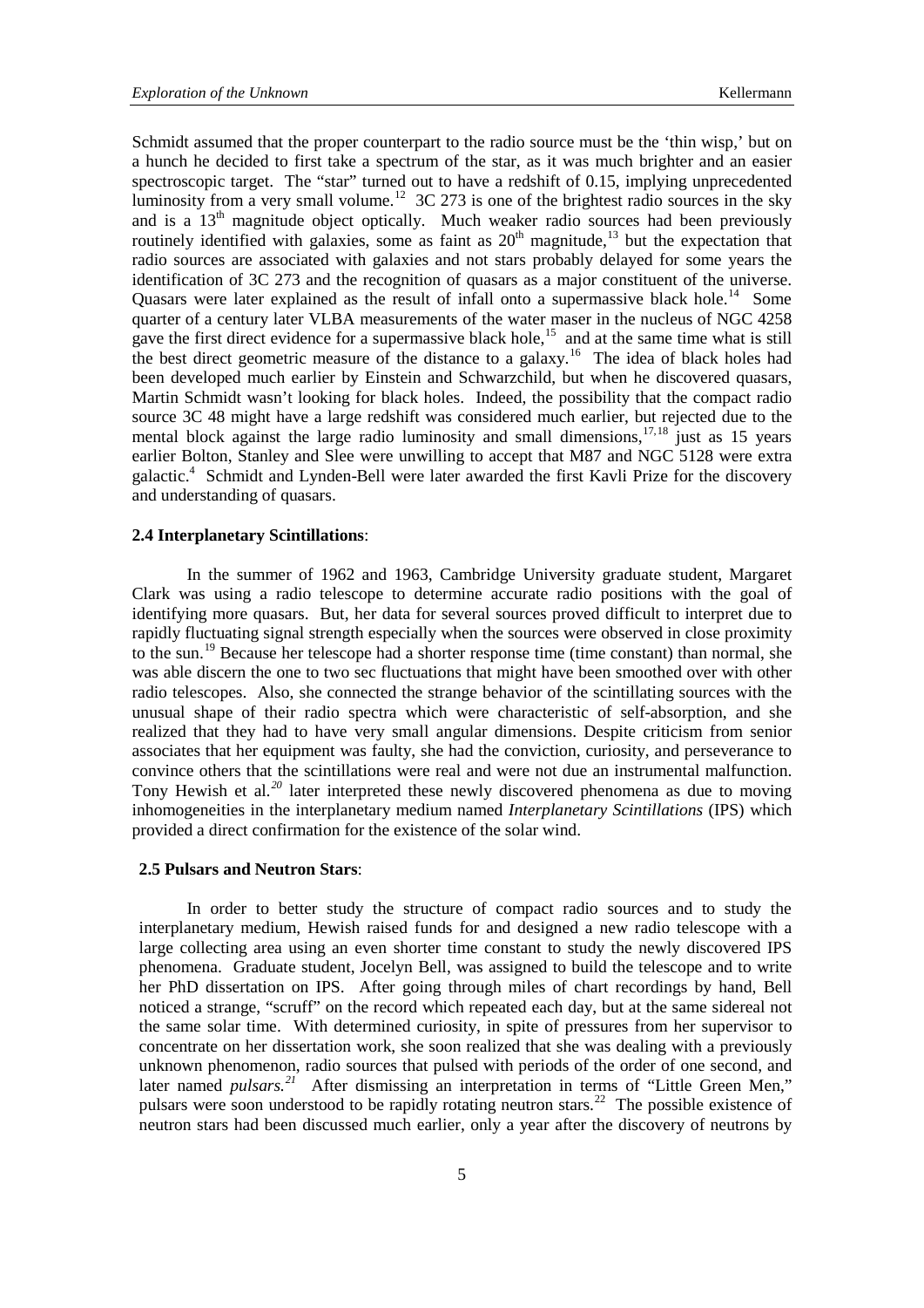Schmidt assumed that the proper counterpart to the radio source must be the 'thin wisp,' but on a hunch he decided to first take a spectrum of the star, as it was much brighter and an easier spectroscopic target. The "star" turned out to have a redshift of 0.15, implying unprecedented luminosity from a very small volume.[12] 3C 273 is one of the brightest radio sources in the sky and is a $13^{th}$ magnitude object optically. Much weaker radio sources had been previously routinely identified with galaxies, some as faint as $20^{th}$ magnitude,[13] but the expectation that radio sources are associated with galaxies and not stars probably delayed for some years the identification of 3C 273 and the recognition of quasars as a major constituent of the universe. Quasars were later explained as the result of infall onto a supermassive black hole.[14] Some quarter of a century later VLBA measurements of the water maser in the nucleus of NGC 4258 gave the first direct evidence for a supermassive black hole,[15] and at the same time what is still the best direct geometric measure of the distance to a galaxy.[16] The idea of black holes had been developed much earlier by Einstein and Schwarzchild, but when he discovered quasars, Martin Schmidt wasn't looking for black holes. Indeed, the possibility that the compact radio source 3C 48 might have a large redshift was considered much earlier, but rejected due to the mental block against the large radio luminosity and small dimensions,[17,18] just as 15 years earlier Bolton, Stanley and Slee were unwilling to accept that M87 and NGC 5128 were extra galactic.[4] Schmidt and Lynden-Bell were later awarded the first Kavli Prize for the discovery and understanding of quasars.

### 2.4 Interplanetary Scintillations:

In the summer of 1962 and 1963, Cambridge University graduate student, Margaret Clark was using a radio telescope to determine accurate radio positions with the goal of identifying more quasars. But, her data for several sources proved difficult to interpret due to rapidly fluctuating signal strength especially when the sources were observed in close proximity to the sun.[19] Because her telescope had a shorter response time (time constant) than normal, she was able discern the one to two sec fluctuations that might have been smoothed over with other radio telescopes. Also, she connected the strange behavior of the scintillating sources with the unusual shape of their radio spectra which were characteristic of self-absorption, and she realized that they had to have very small angular dimensions. Despite criticism from senior associates that her equipment was faulty, she had the conviction, curiosity, and perseverance to convince others that the scintillations were real and were not due an instrumental malfunction. Tony Hewish et al.[20] later interpreted these newly discovered phenomena as due to moving inhomogeneities in the interplanetary medium named *Interplanetary Scintillations* (IPS) which provided a direct confirmation for the existence of the solar wind.

### 2.5 Pulsars and Neutron Stars:

In order to better study the structure of compact radio sources and to study the interplanetary medium, Hewish raised funds for and designed a new radio telescope with a large collecting area using an even shorter time constant to study the newly discovered IPS phenomena. Graduate student, Jocelyn Bell, was assigned to build the telescope and to write her PhD dissertation on IPS. After going through miles of chart recordings by hand, Bell noticed a strange, "scruff" on the record which repeated each day, but at the same sidereal not the same solar time. With determined curiosity, in spite of pressures from her supervisor to concentrate on her dissertation work, she soon realized that she was dealing with a previously unknown phenomenon, radio sources that pulsed with periods of the order of one second, and later named *pulsars.*[21] After dismissing an interpretation in terms of "Little Green Men," pulsars were soon understood to be rapidly rotating neutron stars.[22] The possible existence of neutron stars had been discussed much earlier, only a year after the discovery of neutrons by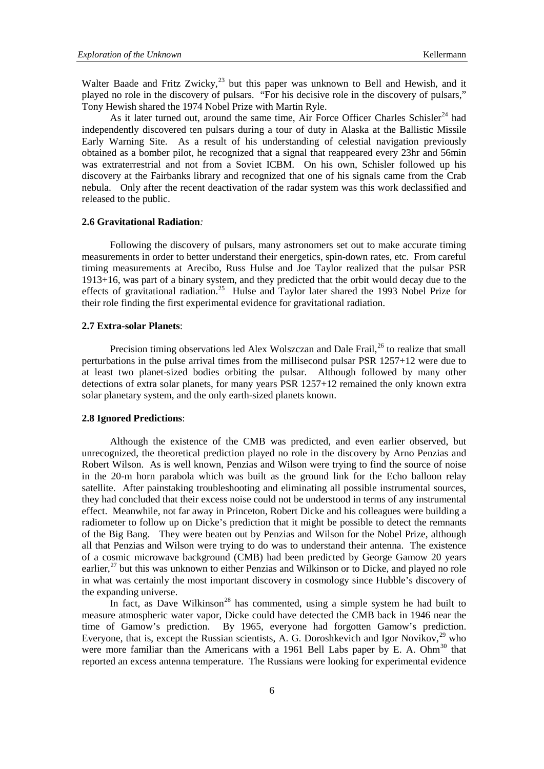Walter Baade and Fritz Zwicky,[23] but this paper was unknown to Bell and Hewish, and it played no role in the discovery of pulsars. "For his decisive role in the discovery of pulsars," Tony Hewish shared the 1974 Nobel Prize with Martin Ryle.

As it later turned out, around the same time, Air Force Officer Charles Schisler[24] had independently discovered ten pulsars during a tour of duty in Alaska at the Ballistic Missile Early Warning Site. As a result of his understanding of celestial navigation previously obtained as a bomber pilot, he recognized that a signal that reappeared every 23hr and 56min was extraterrestrial and not from a Soviet ICBM. On his own, Schisler followed up his discovery at the Fairbanks library and recognized that one of his signals came from the Crab nebula. Only after the recent deactivation of the radar system was this work declassified and released to the public.

**2.6 Gravitational Radiation***:*

Following the discovery of pulsars, many astronomers set out to make accurate timing measurements in order to better understand their energetics, spin-down rates, etc. From careful timing measurements at Arecibo, Russ Hulse and Joe Taylor realized that the pulsar PSR 1913+16, was part of a binary system, and they predicted that the orbit would decay due to the effects of gravitational radiation.[25] Hulse and Taylor later shared the 1993 Nobel Prize for their role finding the first experimental evidence for gravitational radiation.

**2.7 Extra-solar Planets**:

Precision timing observations led Alex Wolszczan and Dale Frail,[26] to realize that small perturbations in the pulse arrival times from the millisecond pulsar PSR 1257+12 were due to at least two planet-sized bodies orbiting the pulsar. Although followed by many other detections of extra solar planets, for many years PSR 1257+12 remained the only known extra solar planetary system, and the only earth-sized planets known.

**2.8 Ignored Predictions**:

Although the existence of the CMB was predicted, and even earlier observed, but unrecognized, the theoretical prediction played no role in the discovery by Arno Penzias and Robert Wilson. As is well known, Penzias and Wilson were trying to find the source of noise in the 20-m horn parabola which was built as the ground link for the Echo balloon relay satellite. After painstaking troubleshooting and eliminating all possible instrumental sources, they had concluded that their excess noise could not be understood in terms of any instrumental effect. Meanwhile, not far away in Princeton, Robert Dicke and his colleagues were building a radiometer to follow up on Dicke's prediction that it might be possible to detect the remnants of the Big Bang. They were beaten out by Penzias and Wilson for the Nobel Prize, although all that Penzias and Wilson were trying to do was to understand their antenna. The existence of a cosmic microwave background (CMB) had been predicted by George Gamow 20 years earlier,[27] but this was unknown to either Penzias and Wilkinson or to Dicke, and played no role in what was certainly the most important discovery in cosmology since Hubble's discovery of the expanding universe.

In fact, as Dave Wilkinson[28] has commented, using a simple system he had built to measure atmospheric water vapor, Dicke could have detected the CMB back in 1946 near the time of Gamow's prediction. By 1965, everyone had forgotten Gamow's prediction. Everyone, that is, except the Russian scientists, A. G. Doroshkevich and Igor Novikov,[29] who were more familiar than the Americans with a 1961 Bell Labs paper by E. A. Ohm[30] that reported an excess antenna temperature. The Russians were looking for experimental evidence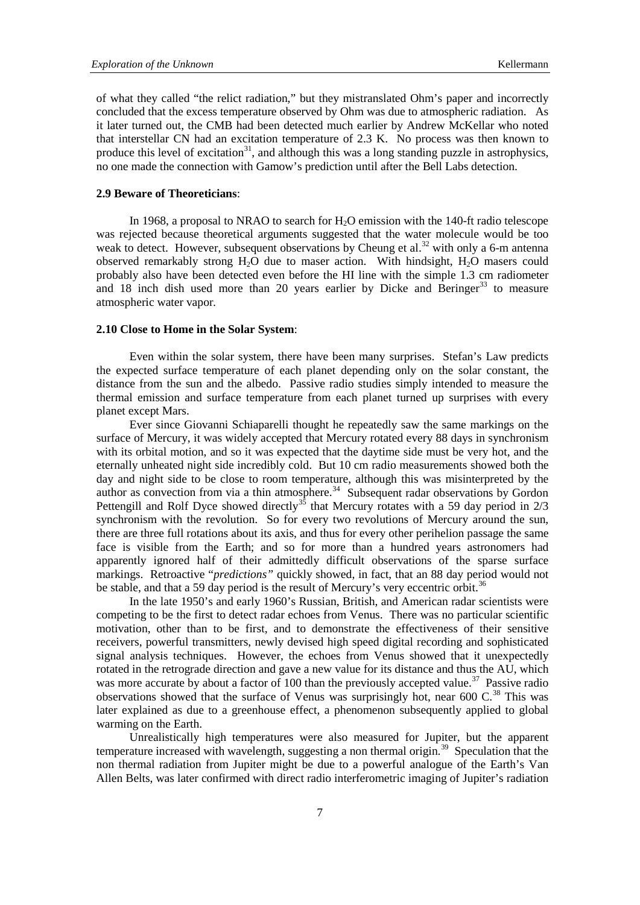of what they called "the relict radiation," but they mistranslated Ohm's paper and incorrectly concluded that the excess temperature observed by Ohm was due to atmospheric radiation. As it later turned out, the CMB had been detected much earlier by Andrew McKellar who noted that interstellar CN had an excitation temperature of 2.3 K. No process was then known to produce this level of excitation[31], and although this was a long standing puzzle in astrophysics, no one made the connection with Gamow's prediction until after the Bell Labs detection.

### 2.9 Beware of Theoreticians:

In 1968, a proposal to NRAO to search for $H_2O$ emission with the 140-ft radio telescope was rejected because theoretical arguments suggested that the water molecule would be too weak to detect. However, subsequent observations by Cheung et al.[32] with only a 6-m antenna observed remarkably strong $H_2O$ due to maser action. With hindsight, $H_2O$ masers could probably also have been detected even before the HI line with the simple 1.3 cm radiometer and 18 inch dish used more than 20 years earlier by Dicke and Beringer[33] to measure atmospheric water vapor.

### 2.10 Close to Home in the Solar System:

Even within the solar system, there have been many surprises. Stefan's Law predicts the expected surface temperature of each planet depending only on the solar constant, the distance from the sun and the albedo. Passive radio studies simply intended to measure the thermal emission and surface temperature from each planet turned up surprises with every planet except Mars.

Ever since Giovanni Schiaparelli thought he repeatedly saw the same markings on the surface of Mercury, it was widely accepted that Mercury rotated every 88 days in synchronism with its orbital motion, and so it was expected that the daytime side must be very hot, and the eternally unheated night side incredibly cold. But 10 cm radio measurements showed both the day and night side to be close to room temperature, although this was misinterpreted by the author as convection from via a thin atmosphere.[34] Subsequent radar observations by Gordon Pettengill and Rolf Dyce showed directly[35] that Mercury rotates with a 59 day period in 2/3 synchronism with the revolution. So for every two revolutions of Mercury around the sun, there are three full rotations about its axis, and thus for every other perihelion passage the same face is visible from the Earth; and so for more than a hundred years astronomers had apparently ignored half of their admittedly difficult observations of the sparse surface markings. Retroactive "*predictions"* quickly showed, in fact, that an 88 day period would not be stable, and that a 59 day period is the result of Mercury's very eccentric orbit.[36]

In the late 1950's and early 1960's Russian, British, and American radar scientists were competing to be the first to detect radar echoes from Venus. There was no particular scientific motivation, other than to be first, and to demonstrate the effectiveness of their sensitive receivers, powerful transmitters, newly devised high speed digital recording and sophisticated signal analysis techniques. However, the echoes from Venus showed that it unexpectedly rotated in the retrograde direction and gave a new value for its distance and thus the AU, which was more accurate by about a factor of 100 than the previously accepted value.[37] Passive radio observations showed that the surface of Venus was surprisingly hot, near 600 C.[38] This was later explained as due to a greenhouse effect, a phenomenon subsequently applied to global warming on the Earth.

Unrealistically high temperatures were also measured for Jupiter, but the apparent temperature increased with wavelength, suggesting a non thermal origin.[39] Speculation that the non thermal radiation from Jupiter might be due to a powerful analogue of the Earth's Van Allen Belts, was later confirmed with direct radio interferometric imaging of Jupiter's radiation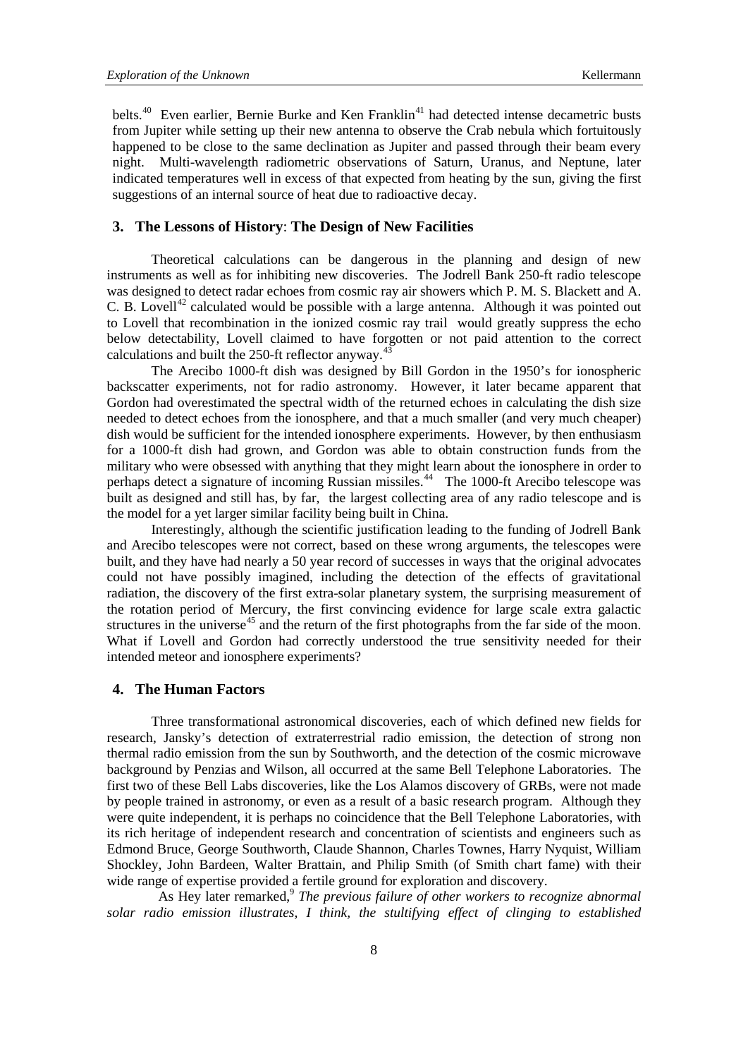belts.[40] Even earlier, Bernie Burke and Ken Franklin[41] had detected intense decametric busts from Jupiter while setting up their new antenna to observe the Crab nebula which fortuitously happened to be close to the same declination as Jupiter and passed through their beam every night. Multi-wavelength radiometric observations of Saturn, Uranus, and Neptune, later indicated temperatures well in excess of that expected from heating by the sun, giving the first suggestions of an internal source of heat due to radioactive decay.

## 3. The Lessons of History: The Design of New Facilities

Theoretical calculations can be dangerous in the planning and design of new instruments as well as for inhibiting new discoveries. The Jodrell Bank 250-ft radio telescope was designed to detect radar echoes from cosmic ray air showers which P. M. S. Blackett and A. C. B. Lovell[42] calculated would be possible with a large antenna. Although it was pointed out to Lovell that recombination in the ionized cosmic ray trail would greatly suppress the echo below detectability, Lovell claimed to have forgotten or not paid attention to the correct calculations and built the 250-ft reflector anyway.[43]

The Arecibo 1000-ft dish was designed by Bill Gordon in the 1950's for ionospheric backscatter experiments, not for radio astronomy. However, it later became apparent that Gordon had overestimated the spectral width of the returned echoes in calculating the dish size needed to detect echoes from the ionosphere, and that a much smaller (and very much cheaper) dish would be sufficient for the intended ionosphere experiments. However, by then enthusiasm for a 1000-ft dish had grown, and Gordon was able to obtain construction funds from the military who were obsessed with anything that they might learn about the ionosphere in order to perhaps detect a signature of incoming Russian missiles.[44] The 1000-ft Arecibo telescope was built as designed and still has, by far, the largest collecting area of any radio telescope and is the model for a yet larger similar facility being built in China.

Interestingly, although the scientific justification leading to the funding of Jodrell Bank and Arecibo telescopes were not correct, based on these wrong arguments, the telescopes were built, and they have had nearly a 50 year record of successes in ways that the original advocates could not have possibly imagined, including the detection of the effects of gravitational radiation, the discovery of the first extra-solar planetary system, the surprising measurement of the rotation period of Mercury, the first convincing evidence for large scale extra galactic structures in the universe[45] and the return of the first photographs from the far side of the moon. What if Lovell and Gordon had correctly understood the true sensitivity needed for their intended meteor and ionosphere experiments?

## 4. The Human Factors

Three transformational astronomical discoveries, each of which defined new fields for research, Jansky's detection of extraterrestrial radio emission, the detection of strong non thermal radio emission from the sun by Southworth, and the detection of the cosmic microwave background by Penzias and Wilson, all occurred at the same Bell Telephone Laboratories. The first two of these Bell Labs discoveries, like the Los Alamos discovery of GRBs, were not made by people trained in astronomy, or even as a result of a basic research program. Although they were quite independent, it is perhaps no coincidence that the Bell Telephone Laboratories, with its rich heritage of independent research and concentration of scientists and engineers such as Edmond Bruce, George Southworth, Claude Shannon, Charles Townes, Harry Nyquist, William Shockley, John Bardeen, Walter Brattain, and Philip Smith (of Smith chart fame) with their wide range of expertise provided a fertile ground for exploration and discovery.

As Hey later remarked,[9] *The previous failure of other workers to recognize abnormal solar radio emission illustrates, I think, the stultifying effect of clinging to established*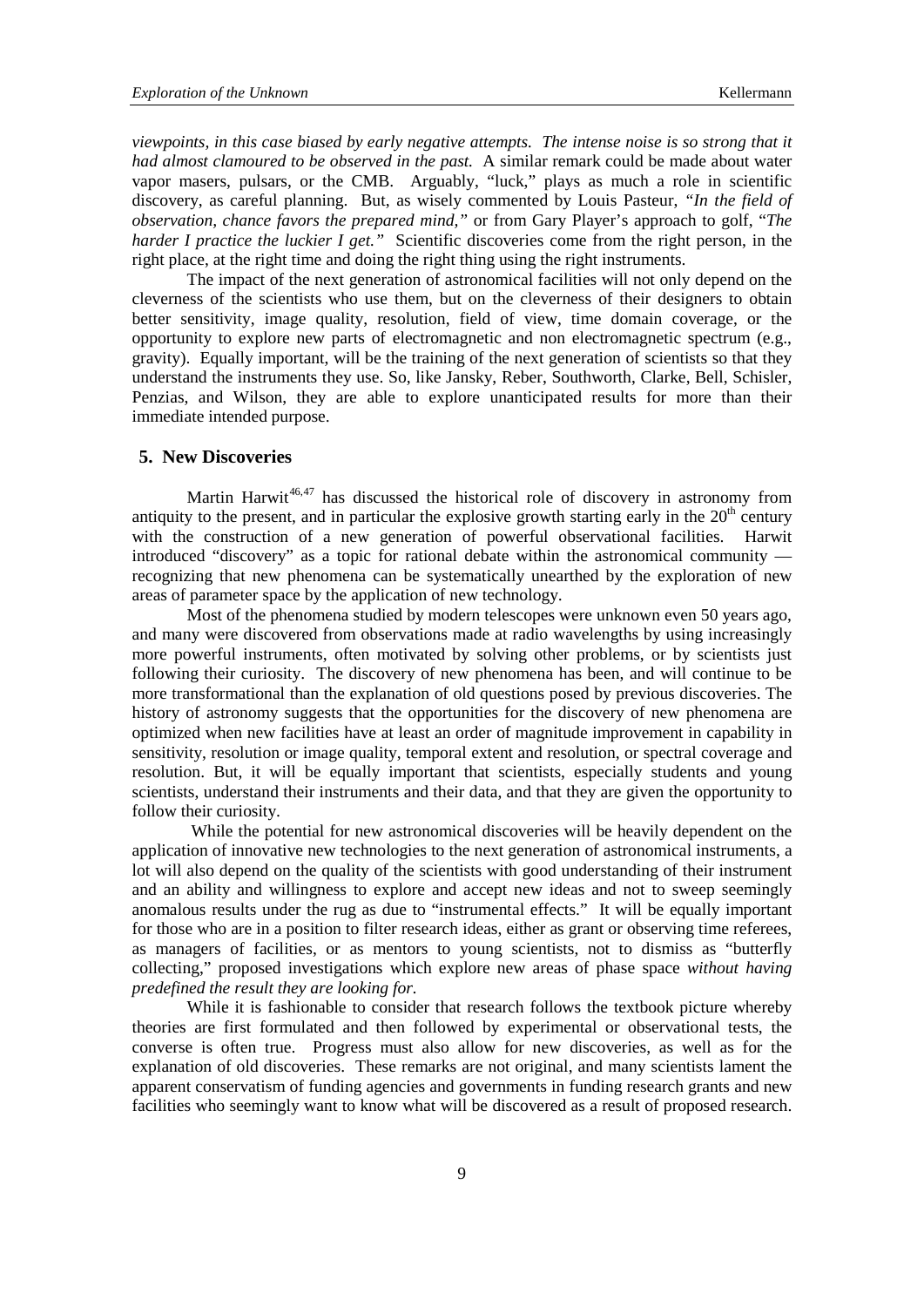*viewpoints, in this case biased by early negative attempts. The intense noise is so strong that it had almost clamoured to be observed in the past.* A similar remark could be made about water vapor masers, pulsars, or the CMB. Arguably, "luck," plays as much a role in scientific discovery, as careful planning. But, as wisely commented by Louis Pasteur, *"In the field of observation, chance favors the prepared mind,"* or from Gary Player's approach to golf, "*The harder I practice the luckier I get."* Scientific discoveries come from the right person, in the right place, at the right time and doing the right thing using the right instruments.

The impact of the next generation of astronomical facilities will not only depend on the cleverness of the scientists who use them, but on the cleverness of their designers to obtain better sensitivity, image quality, resolution, field of view, time domain coverage, or the opportunity to explore new parts of electromagnetic and non electromagnetic spectrum (e.g., gravity). Equally important, will be the training of the next generation of scientists so that they understand the instruments they use. So, like Jansky, Reber, Southworth, Clarke, Bell, Schisler, Penzias, and Wilson, they are able to explore unanticipated results for more than their immediate intended purpose.

## 5. New Discoveries

Martin Harwit[46,47] has discussed the historical role of discovery in astronomy from antiquity to the present, and in particular the explosive growth starting early in the $20^{th}$ century with the construction of a new generation of powerful observational facilities. Harwit introduced "discovery" as a topic for rational debate within the astronomical community — recognizing that new phenomena can be systematically unearthed by the exploration of new areas of parameter space by the application of new technology.

Most of the phenomena studied by modern telescopes were unknown even 50 years ago, and many were discovered from observations made at radio wavelengths by using increasingly more powerful instruments, often motivated by solving other problems, or by scientists just following their curiosity. The discovery of new phenomena has been, and will continue to be more transformational than the explanation of old questions posed by previous discoveries. The history of astronomy suggests that the opportunities for the discovery of new phenomena are optimized when new facilities have at least an order of magnitude improvement in capability in sensitivity, resolution or image quality, temporal extent and resolution, or spectral coverage and resolution. But, it will be equally important that scientists, especially students and young scientists, understand their instruments and their data, and that they are given the opportunity to follow their curiosity.

While the potential for new astronomical discoveries will be heavily dependent on the application of innovative new technologies to the next generation of astronomical instruments, a lot will also depend on the quality of the scientists with good understanding of their instrument and an ability and willingness to explore and accept new ideas and not to sweep seemingly anomalous results under the rug as due to "instrumental effects." It will be equally important for those who are in a position to filter research ideas, either as grant or observing time referees, as managers of facilities, or as mentors to young scientists, not to dismiss as "butterfly collecting," proposed investigations which explore new areas of phase space *without having predefined the result they are looking for.*

While it is fashionable to consider that research follows the textbook picture whereby theories are first formulated and then followed by experimental or observational tests, the converse is often true. Progress must also allow for new discoveries, as well as for the explanation of old discoveries. These remarks are not original, and many scientists lament the apparent conservatism of funding agencies and governments in funding research grants and new facilities who seemingly want to know what will be discovered as a result of proposed research.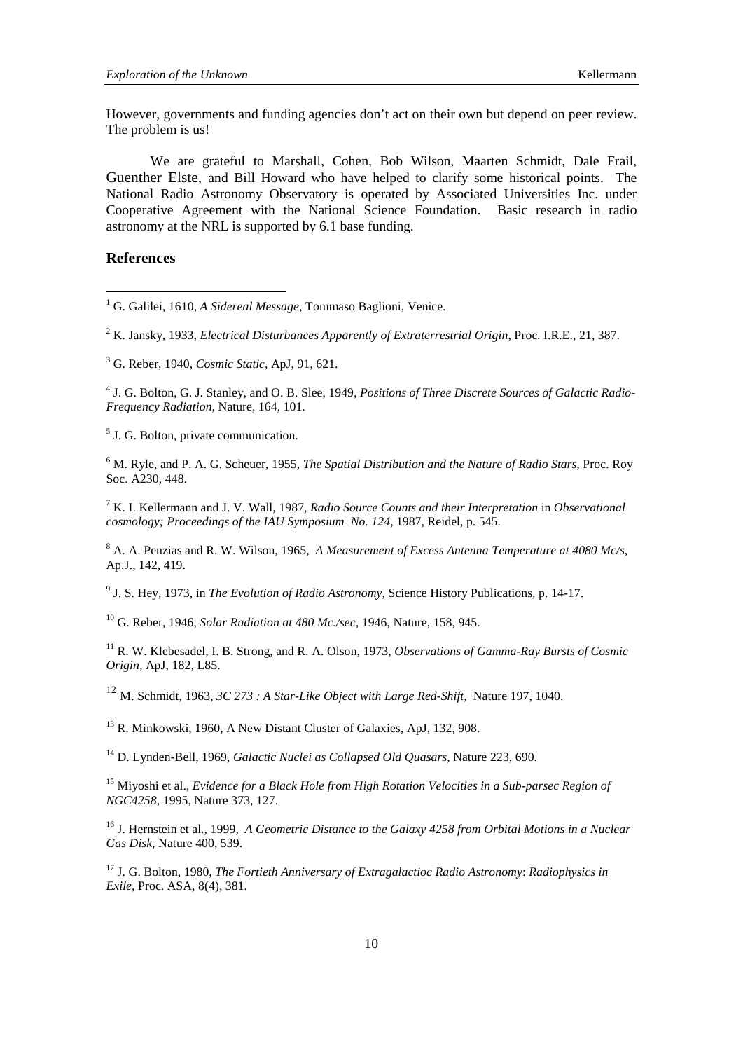However, governments and funding agencies don't act on their own but depend on peer review. The problem is us!

We are grateful to Marshall, Cohen, Bob Wilson, Maarten Schmidt, Dale Frail, Guenther Elste, and Bill Howard who have helped to clarify some historical points. The National Radio Astronomy Observatory is operated by Associated Universities Inc. under Cooperative Agreement with the National Science Foundation. Basic research in radio astronomy at the NRL is supported by 6.1 base funding.

## References

[1] G. Galilei, 1610, *A Sidereal Message*, Tommaso Baglioni, Venice.

[2] K. Jansky, 1933, *Electrical Disturbances Apparently of Extraterrestrial Origin*, Proc. I.R.E., 21, 387.

[3] G. Reber, 1940, *Cosmic Static*, ApJ, 91, 621.

[4] J. G. Bolton, G. J. Stanley, and O. B. Slee, 1949, *Positions of Three Discrete Sources of Galactic Radio-Frequency Radiation*, Nature, 164, 101.

[5] J. G. Bolton, private communication.

[6] M. Ryle, and P. A. G. Scheuer, 1955, *The Spatial Distribution and the Nature of Radio Stars*, Proc. Roy Soc. A230, 448.

[7] K. I. Kellermann and J. V. Wall, 1987, *Radio Source Counts and their Interpretation* in *Observational cosmology; Proceedings of the IAU Symposium No. 124*, 1987, Reidel, p. 545.

[8] A. A. Penzias and R. W. Wilson, 1965, *A Measurement of Excess Antenna Temperature at 4080 Mc/s*, Ap.J., 142, 419.

[9] J. S. Hey, 1973, in *The Evolution of Radio Astronomy*, Science History Publications, p. 14-17.

[10] G. Reber, 1946, *Solar Radiation at 480 Mc./sec*, 1946, Nature, 158, 945.

[11] R. W. Klebesadel, I. B. Strong, and R. A. Olson, 1973, *Observations of Gamma-Ray Bursts of Cosmic Origin*, ApJ, 182, L85.

[12] M. Schmidt, 1963, *3C 273 : A Star-Like Object with Large Red-Shift*, Nature 197, 1040.

[13] R. Minkowski, 1960, A New Distant Cluster of Galaxies, ApJ, 132, 908.

[14] D. Lynden-Bell, 1969, *Galactic Nuclei as Collapsed Old Quasars*, Nature 223, 690.

[15] Miyoshi et al., *Evidence for a Black Hole from High Rotation Velocities in a Sub-parsec Region of NGC4258*, 1995, Nature 373, 127.

[16] J. Hernstein et al., 1999, *A Geometric Distance to the Galaxy 4258 from Orbital Motions in a Nuclear Gas Disk*, Nature 400, 539.

[17] J. G. Bolton, 1980, *The Fortieth Anniversary of Extragalactioc Radio Astronomy*: *Radiophysics in Exile*, Proc. ASA, 8(4), 381.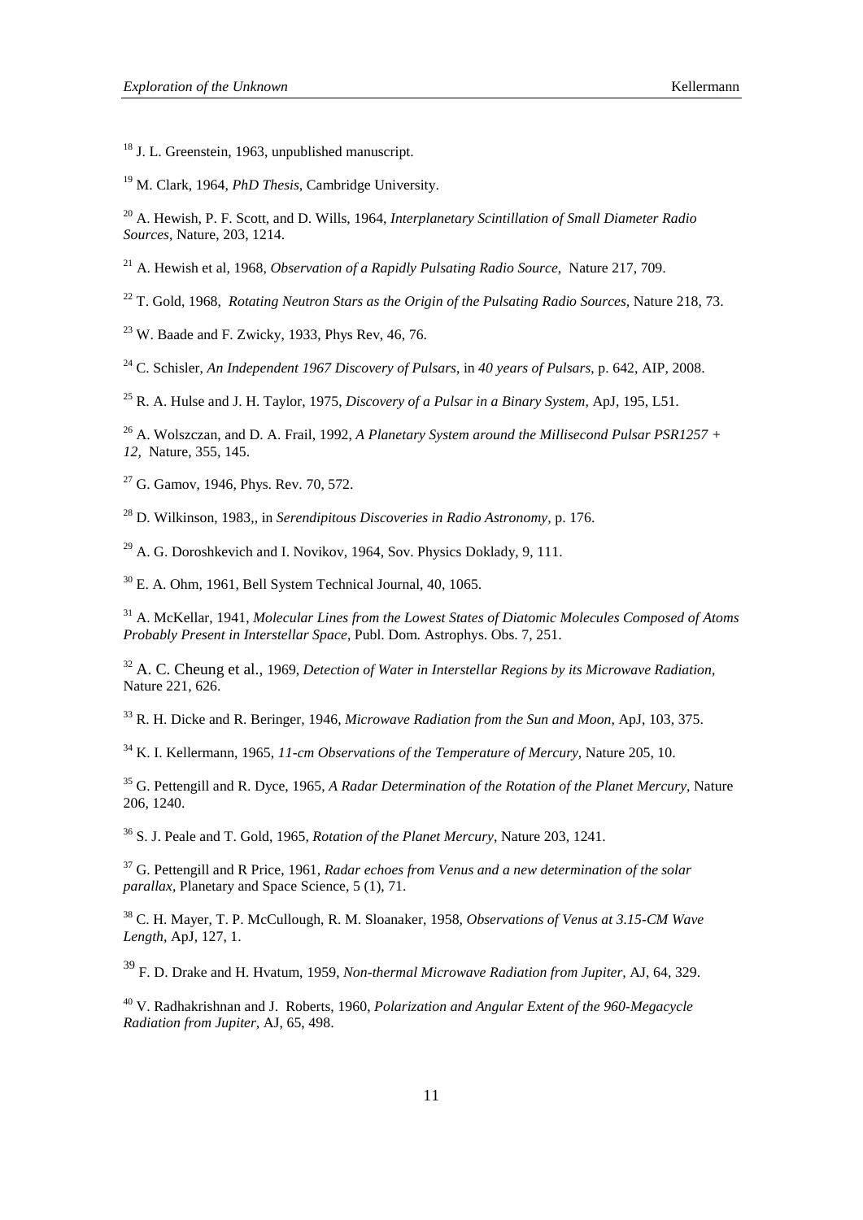[18] J. L. Greenstein, 1963, unpublished manuscript.

[19] M. Clark, 1964, *PhD Thesis*, Cambridge University.

[20] A. Hewish, P. F. Scott, and D. Wills, 1964, *Interplanetary Scintillation of Small Diameter Radio Sources*, Nature, 203, 1214.

[21] A. Hewish et al, 1968, *Observation of a Rapidly Pulsating Radio Source*, Nature 217, 709.

[22] T. Gold, 1968, *Rotating Neutron Stars as the Origin of the Pulsating Radio Sources*, Nature 218, 73.

[23] W. Baade and F. Zwicky, 1933, Phys Rev, 46, 76.

[24] C. Schisler, *An Independent 1967 Discovery of Pulsars*, in *40 years of Pulsars*, p. 642, AIP, 2008.

[25] R. A. Hulse and J. H. Taylor, 1975, *Discovery of a Pulsar in a Binary System*, ApJ, 195, L51.

[26] A. Wolszczan, and D. A. Frail, 1992, *A Planetary System around the Millisecond Pulsar PSR1257 + 12*, Nature, 355, 145.

[27] G. Gamov, 1946, Phys. Rev. 70, 572.

[28] D. Wilkinson, 1983,, in *Serendipitous Discoveries in Radio Astronomy*, p. 176.

[29] A. G. Doroshkevich and I. Novikov, 1964, Sov. Physics Doklady, 9, 111.

[30] E. A. Ohm, 1961, Bell System Technical Journal, 40, 1065.

[31] A. McKellar, 1941, *Molecular Lines from the Lowest States of Diatomic Molecules Composed of Atoms Probably Present in Interstellar Space*, Publ. Dom. Astrophys. Obs. 7, 251.

[32] A. C. Cheung et al., 1969, *Detection of Water in Interstellar Regions by its Microwave Radiation*, Nature 221, 626.

[33] R. H. Dicke and R. Beringer, 1946, *Microwave Radiation from the Sun and Moon*, ApJ, 103, 375.

[34] K. I. Kellermann, 1965, *11-cm Observations of the Temperature of Mercury*, Nature 205, 10.

[35] G. Pettengill and R. Dyce, 1965, *A Radar Determination of the Rotation of the Planet Mercury*, Nature 206, 1240.

[36] S. J. Peale and T. Gold, 1965, *Rotation of the Planet Mercury*, Nature 203, 1241.

[37] G. Pettengill and R Price, 1961, *Radar echoes from Venus and a new determination of the solar parallax*, Planetary and Space Science, 5 (1), 71.

[38] C. H. Mayer, T. P. McCullough, R. M. Sloanaker, 1958, *Observations of Venus at 3.15-CM Wave Length*, ApJ, 127, 1.

[39] F. D. Drake and H. Hvatum, 1959, *Non-thermal Microwave Radiation from Jupiter*, AJ, 64, 329.

[40] V. Radhakrishnan and J. Roberts, 1960, *Polarization and Angular Extent of the 960-Megacycle Radiation from Jupiter*, AJ, 65, 498.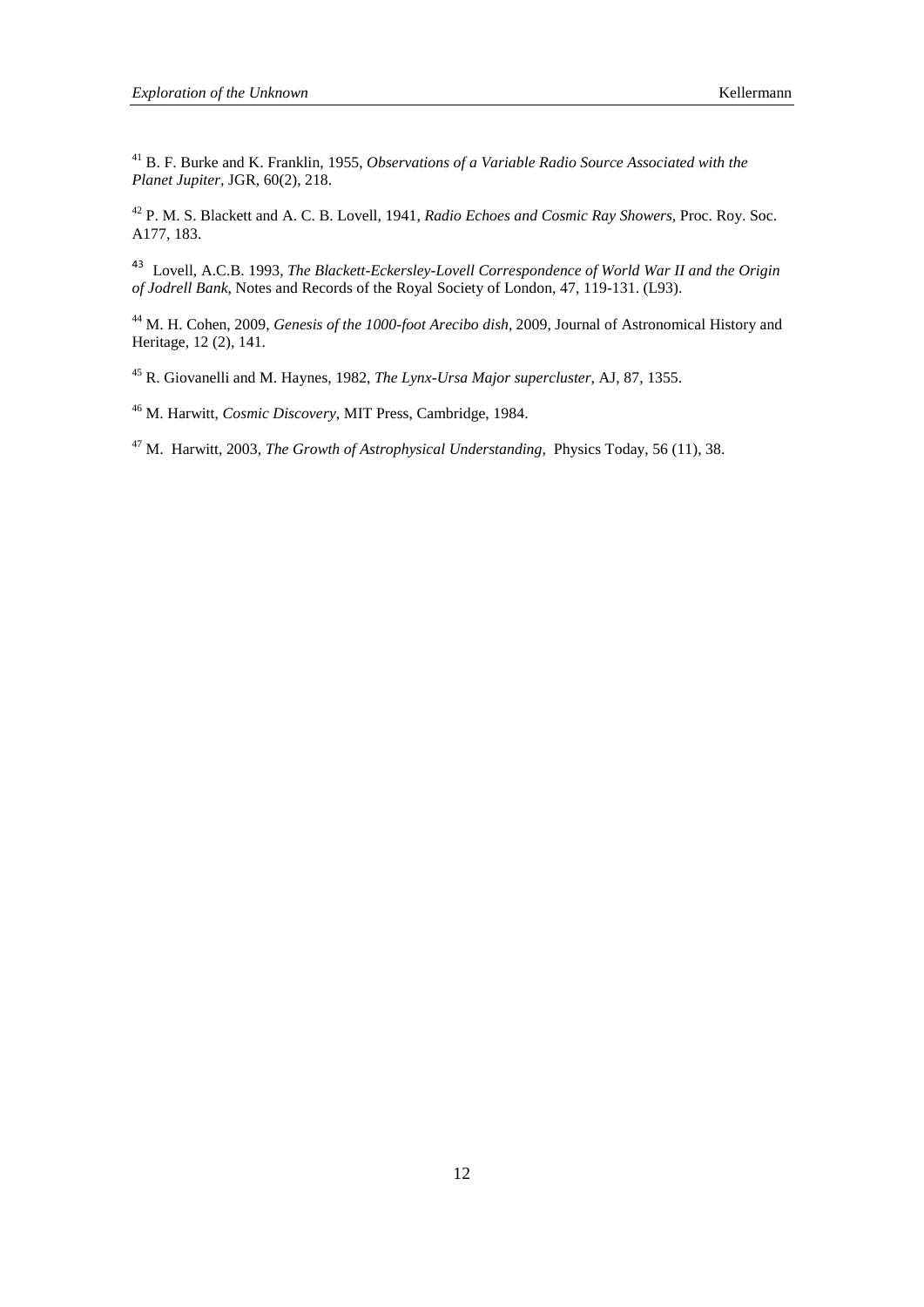[41] B. F. Burke and K. Franklin, 1955, *Observations of a Variable Radio Source Associated with the Planet Jupiter*, JGR, 60(2), 218.

[42] P. M. S. Blackett and A. C. B. Lovell, 1941, *Radio Echoes and Cosmic Ray Showers*, Proc. Roy. Soc. A177, 183.

[43] Lovell, A.C.B. 1993, *The Blackett-Eckersley-Lovell Correspondence of World War II and the Origin of Jodrell Bank*, Notes and Records of the Royal Society of London, 47, 119-131. (L93).

[44] M. H. Cohen, 2009, *Genesis of the 1000-foot Arecibo dish*, 2009, Journal of Astronomical History and Heritage, 12 (2), 141.

[45] R. Giovanelli and M. Haynes, 1982, *The Lynx-Ursa Major supercluster*, AJ, 87, 1355.

[46] M. Harwitt, *Cosmic Discovery*, MIT Press, Cambridge, 1984.

[47] M. Harwitt, 2003, *The Growth of Astrophysical Understanding,* Physics Today, 56 (11), 38.